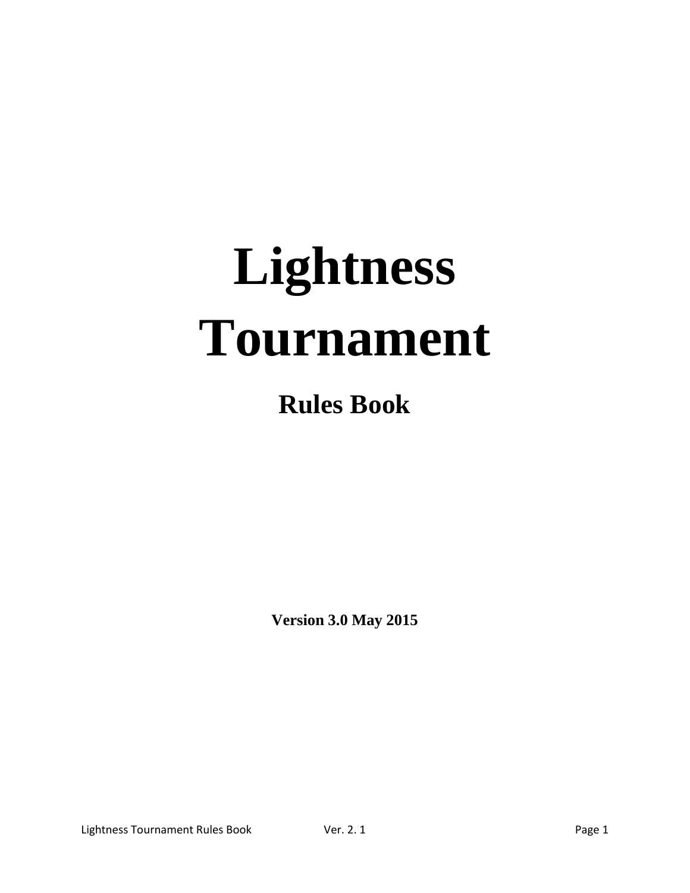# Lightness Tournament

## Rules Book

**Version 3.0 May 2015**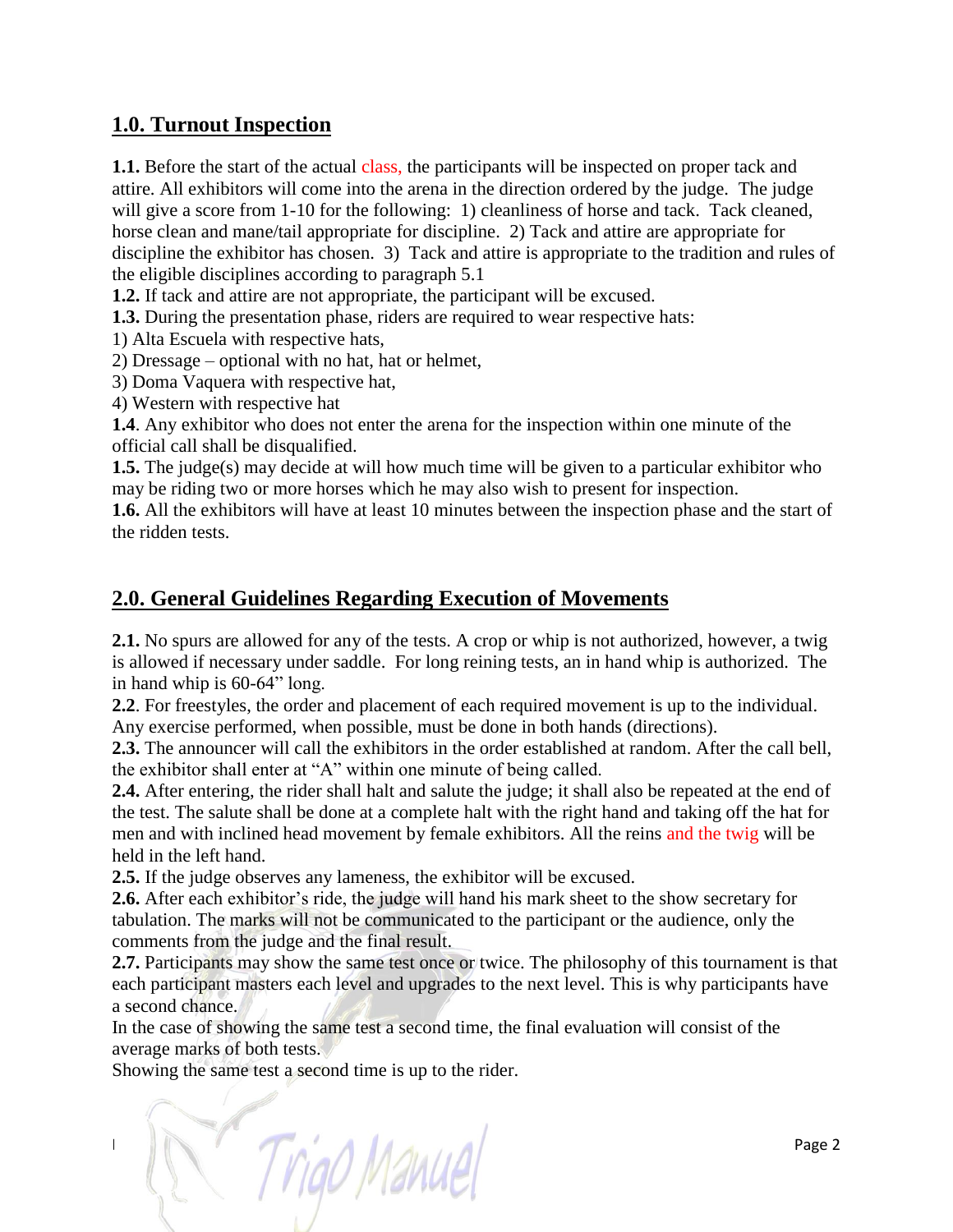## 1.0. Turnout Inspection

**1.1.** Before the start of the actual class, the participants will be inspected on proper tack and attire. All exhibitors will come into the arena in the direction ordered by the judge. The judge will give a score from 1-10 for the following: 1) cleanliness of horse and tack. Tack cleaned, horse clean and mane/tail appropriate for discipline. 2) Tack and attire are appropriate for discipline the exhibitor has chosen. 3) Tack and attire is appropriate to the tradition and rules of the eligible disciplines according to paragraph 5.1

**1.2.** If tack and attire are not appropriate, the participant will be excused.

**1.3.** During the presentation phase, riders are required to wear respective hats:

1) Alta Escuela with respective hats,
2) Dressage – optional with no hat, hat or helmet,
3) Doma Vaquera with respective hat,
4) Western with respective hat

**1.4**. Any exhibitor who does not enter the arena for the inspection within one minute of the official call shall be disqualified.

**1.5.** The judge(s) may decide at will how much time will be given to a particular exhibitor who may be riding two or more horses which he may also wish to present for inspection.

**1.6.** All the exhibitors will have at least 10 minutes between the inspection phase and the start of the ridden tests.

## 2.0. General Guidelines Regarding Execution of Movements

**2.1.** No spurs are allowed for any of the tests. A crop or whip is not authorized, however, a twig is allowed if necessary under saddle. For long reining tests, an in hand whip is authorized. The in hand whip is 60-64" long.

**2.2**. For freestyles, the order and placement of each required movement is up to the individual. Any exercise performed, when possible, must be done in both hands (directions).

**2.3.** The announcer will call the exhibitors in the order established at random. After the call bell, the exhibitor shall enter at "A" within one minute of being called.

**2.4.** After entering, the rider shall halt and salute the judge; it shall also be repeated at the end of the test. The salute shall be done at a complete halt with the right hand and taking off the hat for men and with inclined head movement by female exhibitors. All the reins and the twig will be held in the left hand.

**2.5.** If the judge observes any lameness, the exhibitor will be excused.

**2.6.** After each exhibitor's ride, the judge will hand his mark sheet to the show secretary for tabulation. The marks will not be communicated to the participant or the audience, only the comments from the judge and the final result.

**2.7.** Participants may show the same test once or twice. The philosophy of this tournament is that each participant masters each level and upgrades to the next level. This is why participants have a second chance.

In the case of showing the same test a second time, the final evaluation will consist of the average marks of both tests.

Showing the same test a second time is up to the rider.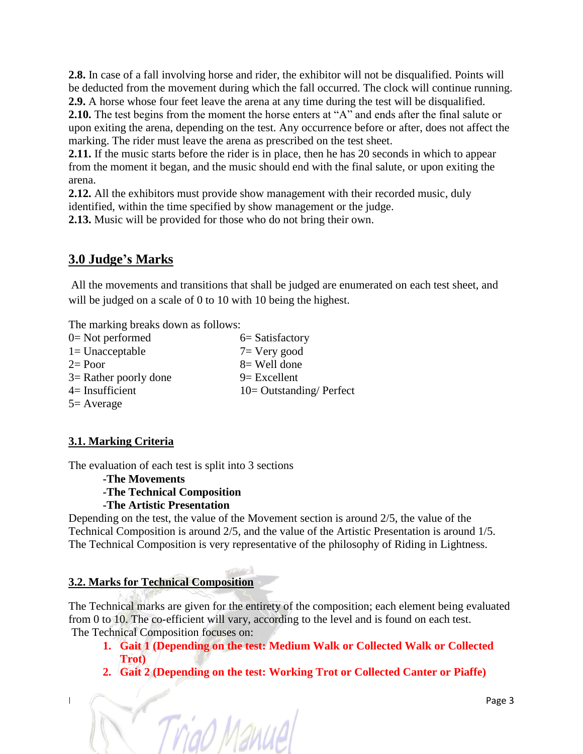**2.8.** In case of a fall involving horse and rider, the exhibitor will not be disqualified. Points will be deducted from the movement during which the fall occurred. The clock will continue running.
**2.9.** A horse whose four feet leave the arena at any time during the test will be disqualified.
**2.10.** The test begins from the moment the horse enters at "A" and ends after the final salute or upon exiting the arena, depending on the test. Any occurrence before or after, does not affect the marking. The rider must leave the arena as prescribed on the test sheet.
**2.11.** If the music starts before the rider is in place, then he has 20 seconds in which to appear from the moment it began, and the music should end with the final salute, or upon exiting the arena.
**2.12.** All the exhibitors must provide show management with their recorded music, duly identified, within the time specified by show management or the judge.
**2.13.** Music will be provided for those who do not bring their own.

## 3.0 Judge's Marks

All the movements and transitions that shall be judged are enumerated on each test sheet, and will be judged on a scale of 0 to 10 with 10 being the highest.

The marking breaks down as follows:

0= Not performed
1= Unacceptable
2= Poor
3= Rather poorly done
4= Insufficient
5= Average
6= Satisfactory
7= Very good
8= Well done
9= Excellent
10= Outstanding/ Perfect

### 3.1. Marking Criteria

The evaluation of each test is split into 3 sections

- **The Movements**
- **The Technical Composition**
- **The Artistic Presentation**

Depending on the test, the value of the Movement section is around 2/5, the value of the Technical Composition is around 2/5, and the value of the Artistic Presentation is around 1/5. The Technical Composition is very representative of the philosophy of Riding in Lightness.

### 3.2. Marks for Technical Composition

The Technical marks are given for the entirety of the composition; each element being evaluated from 0 to 10. The co-efficient will vary, according to the level and is found on each test.
The Technical Composition focuses on:

1. **Gait 1 (Depending on the test: Medium Walk or Collected Walk or Collected Trot)**
2. **Gait 2 (Depending on the test: Working Trot or Collected Canter or Piaffe)**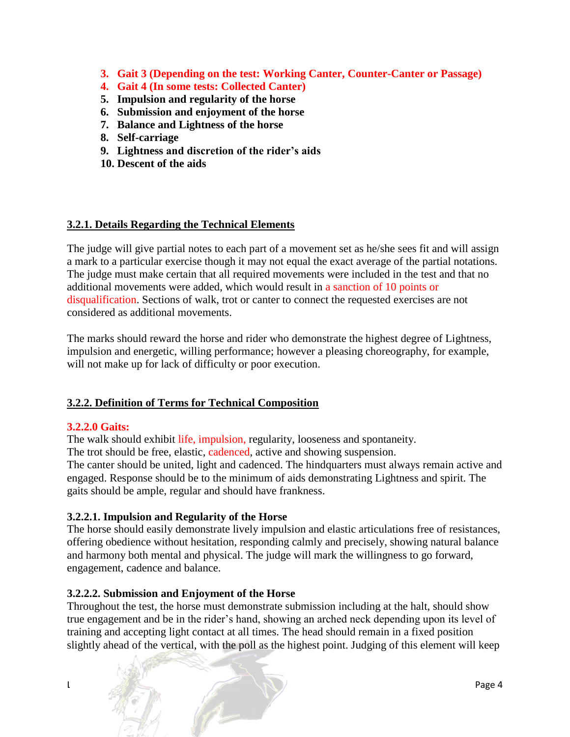3. **Gait 3 (Depending on the test: Working Canter, Counter-Canter or Passage)**
4. **Gait 4 (In some tests: Collected Canter)**
5. **Impulsion and regularity of the horse**
6. **Submission and enjoyment of the horse**
7. **Balance and Lightness of the horse**
8. **Self-carriage**
9. **Lightness and discretion of the rider's aids**
10. **Descent of the aids**

## 3.2.1. Details Regarding the Technical Elements

The judge will give partial notes to each part of a movement set as he/she sees fit and will assign a mark to a particular exercise though it may not equal the exact average of the partial notations. The judge must make certain that all required movements were included in the test and that no additional movements were added, which would result in a sanction of 10 points or disqualification. Sections of walk, trot or canter to connect the requested exercises are not considered as additional movements.

The marks should reward the horse and rider who demonstrate the highest degree of Lightness, impulsion and energetic, willing performance; however a pleasing choreography, for example, will not make up for lack of difficulty or poor execution.

## 3.2.2. Definition of Terms for Technical Composition

### 3.2.2.0 Gaits:

The walk should exhibit life, impulsion, regularity, looseness and spontaneity.
The trot should be free, elastic, cadenced, active and showing suspension.
The canter should be united, light and cadenced. The hindquarters must always remain active and engaged. Response should be to the minimum of aids demonstrating Lightness and spirit. The gaits should be ample, regular and should have frankness.

### 3.2.2.1. Impulsion and Regularity of the Horse

The horse should easily demonstrate lively impulsion and elastic articulations free of resistances, offering obedience without hesitation, responding calmly and precisely, showing natural balance and harmony both mental and physical. The judge will mark the willingness to go forward, engagement, cadence and balance.

### 3.2.2.2. Submission and Enjoyment of the Horse

Throughout the test, the horse must demonstrate submission including at the halt, should show true engagement and be in the rider's hand, showing an arched neck depending upon its level of training and accepting light contact at all times. The head should remain in a fixed position slightly ahead of the vertical, with the poll as the highest point. Judging of this element will keep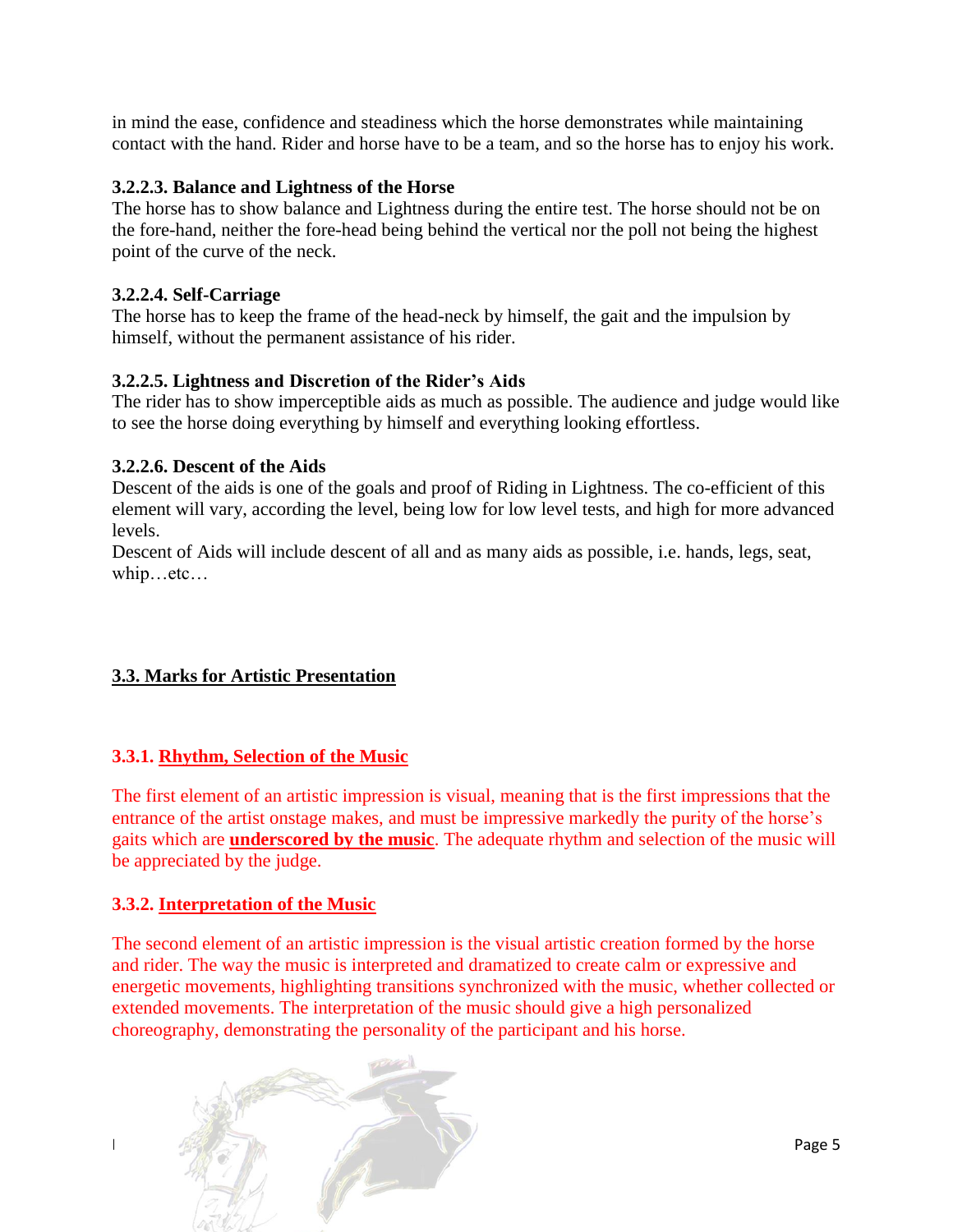in mind the ease, confidence and steadiness which the horse demonstrates while maintaining contact with the hand. Rider and horse have to be a team, and so the horse has to enjoy his work.

#### 3.2.2.3. Balance and Lightness of the Horse

The horse has to show balance and Lightness during the entire test. The horse should not be on the fore-hand, neither the fore-head being behind the vertical nor the poll not being the highest point of the curve of the neck.

#### 3.2.2.4. Self-Carriage

The horse has to keep the frame of the head-neck by himself, the gait and the impulsion by himself, without the permanent assistance of his rider.

#### 3.2.2.5. Lightness and Discretion of the Rider's Aids

The rider has to show imperceptible aids as much as possible. The audience and judge would like to see the horse doing everything by himself and everything looking effortless.

#### 3.2.2.6. Descent of the Aids

Descent of the aids is one of the goals and proof of Riding in Lightness. The co-efficient of this element will vary, according the level, being low for low level tests, and high for more advanced levels.

Descent of Aids will include descent of all and as many aids as possible, i.e. hands, legs, seat, whip…etc…

## 3.3. Marks for Artistic Presentation

### 3.3.1. Rhythm, Selection of the Music

The first element of an artistic impression is visual, meaning that is the first impressions that the entrance of the artist onstage makes, and must be impressive markedly the purity of the horse's gaits which are **underscored by the music**. The adequate rhythm and selection of the music will be appreciated by the judge.

### 3.3.2. Interpretation of the Music

The second element of an artistic impression is the visual artistic creation formed by the horse and rider. The way the music is interpreted and dramatized to create calm or expressive and energetic movements, highlighting transitions synchronized with the music, whether collected or extended movements. The interpretation of the music should give a high personalized choreography, demonstrating the personality of the participant and his horse.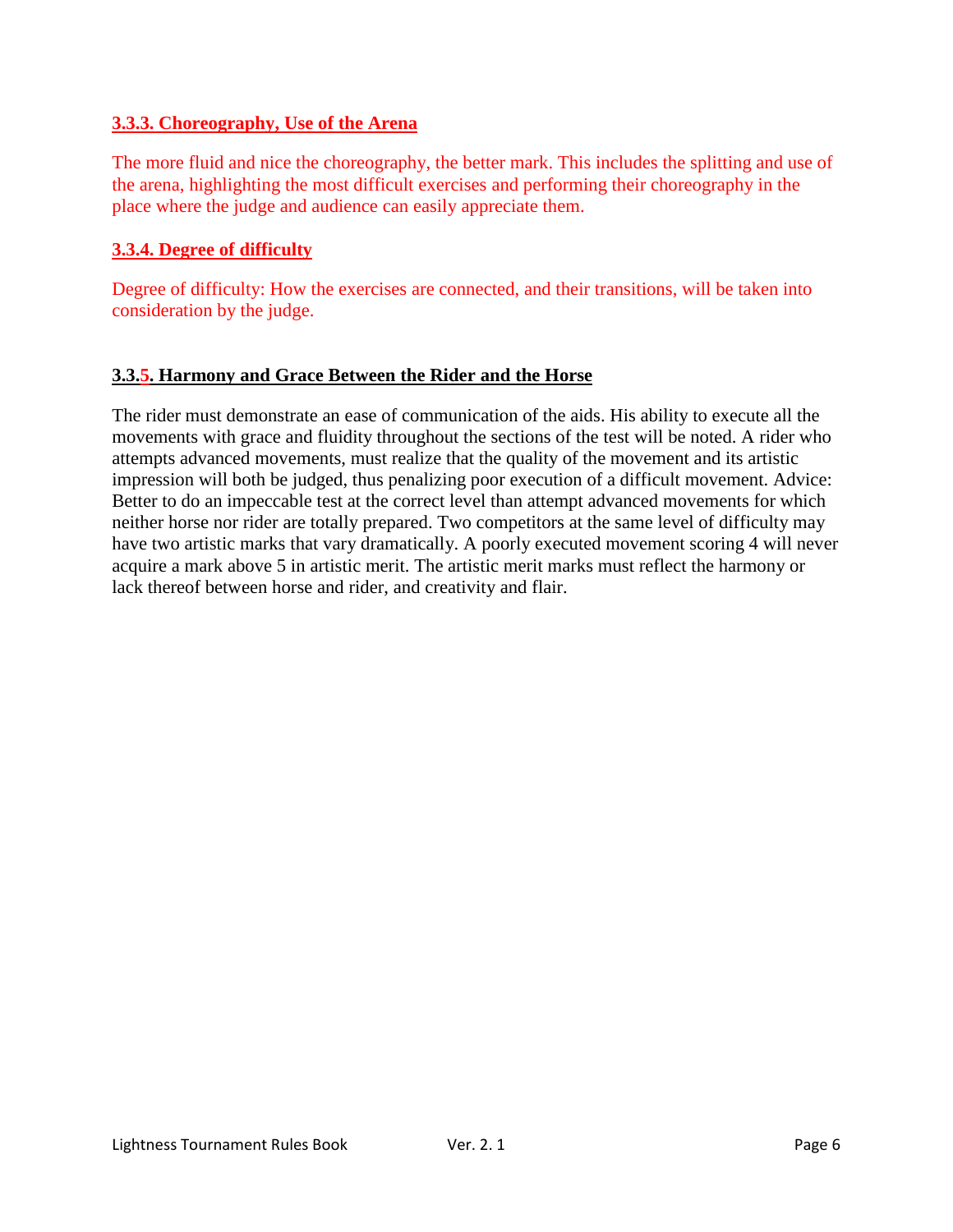### 3.3.3. Choreography, Use of the Arena

The more fluid and nice the choreography, the better mark. This includes the splitting and use of the arena, highlighting the most difficult exercises and performing their choreography in the place where the judge and audience can easily appreciate them.

### 3.3.4. Degree of difficulty

Degree of difficulty: How the exercises are connected, and their transitions, will be taken into consideration by the judge.

### 3.3.5. Harmony and Grace Between the Rider and the Horse

The rider must demonstrate an ease of communication of the aids. His ability to execute all the movements with grace and fluidity throughout the sections of the test will be noted. A rider who attempts advanced movements, must realize that the quality of the movement and its artistic impression will both be judged, thus penalizing poor execution of a difficult movement. Advice: Better to do an impeccable test at the correct level than attempt advanced movements for which neither horse nor rider are totally prepared. Two competitors at the same level of difficulty may have two artistic marks that vary dramatically. A poorly executed movement scoring 4 will never acquire a mark above 5 in artistic merit. The artistic merit marks must reflect the harmony or lack thereof between horse and rider, and creativity and flair.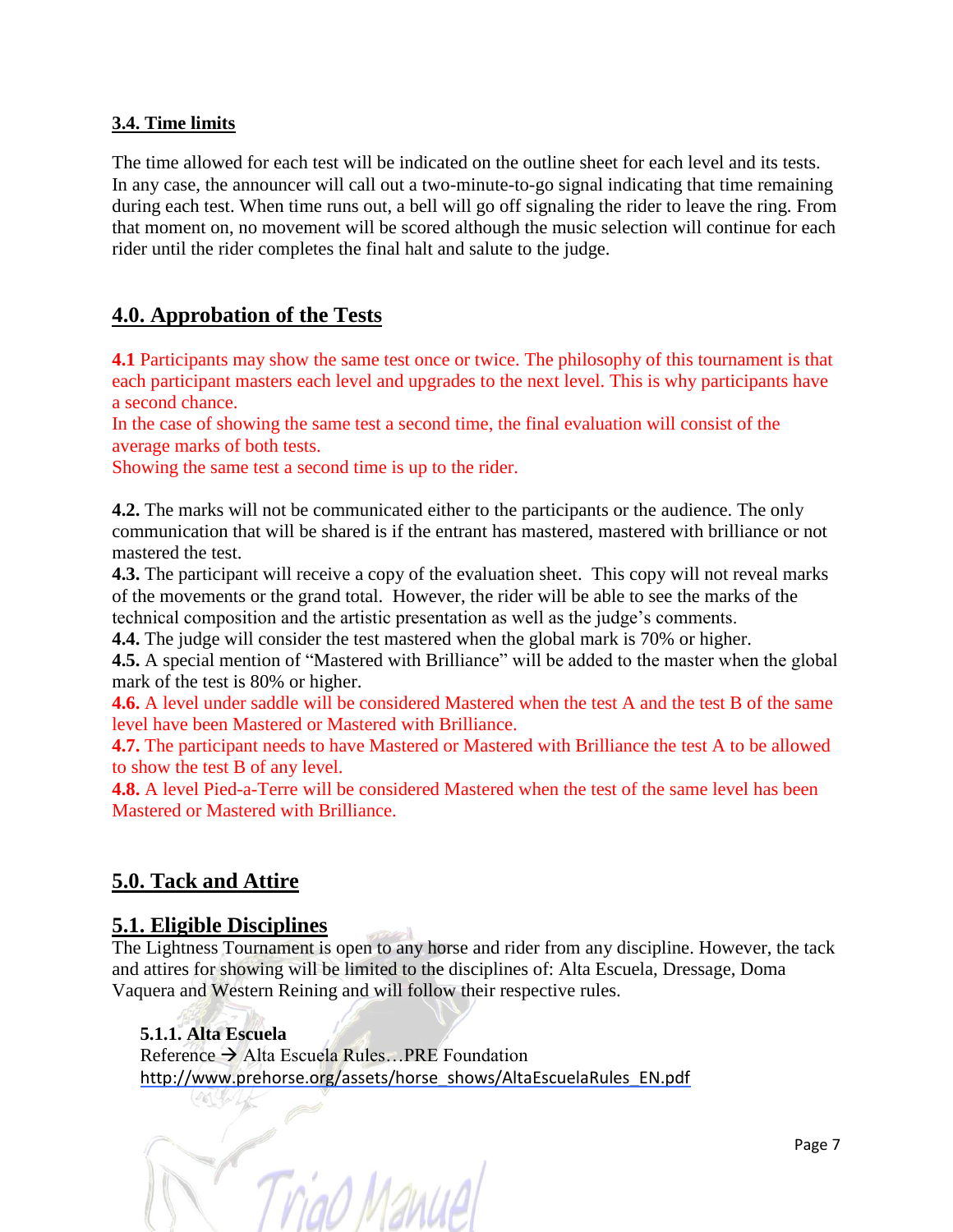### 3.4. Time limits

The time allowed for each test will be indicated on the outline sheet for each level and its tests. In any case, the announcer will call out a two-minute-to-go signal indicating that time remaining during each test. When time runs out, a bell will go off signaling the rider to leave the ring. From that moment on, no movement will be scored although the music selection will continue for each rider until the rider completes the final halt and salute to the judge.

## 4.0. Approbation of the Tests

**4.1** Participants may show the same test once or twice. The philosophy of this tournament is that each participant masters each level and upgrades to the next level. This is why participants have a second chance.
In the case of showing the same test a second time, the final evaluation will consist of the average marks of both tests.
Showing the same test a second time is up to the rider.

**4.2.** The marks will not be communicated either to the participants or the audience. The only communication that will be shared is if the entrant has mastered, mastered with brilliance or not mastered the test.
**4.3.** The participant will receive a copy of the evaluation sheet. This copy will not reveal marks of the movements or the grand total. However, the rider will be able to see the marks of the technical composition and the artistic presentation as well as the judge's comments.
**4.4.** The judge will consider the test mastered when the global mark is 70% or higher.
**4.5.** A special mention of "Mastered with Brilliance" will be added to the master when the global mark of the test is 80% or higher.
**4.6.** A level under saddle will be considered Mastered when the test A and the test B of the same level have been Mastered or Mastered with Brilliance.
**4.7.** The participant needs to have Mastered or Mastered with Brilliance the test A to be allowed to show the test B of any level.
**4.8.** A level Pied-a-Terre will be considered Mastered when the test of the same level has been Mastered or Mastered with Brilliance.

## 5.0. Tack and Attire

## 5.1. Eligible Disciplines

The Lightness Tournament is open to any horse and rider from any discipline. However, the tack and attires for showing will be limited to the disciplines of: Alta Escuela, Dressage, Doma Vaquera and Western Reining and will follow their respective rules.

#### 5.1.1. Alta Escuela

Reference → Alta Escuela Rules…PRE Foundation
http://www.prehorse.org/assets/horse_shows/AltaEscuelaRules_EN.pdf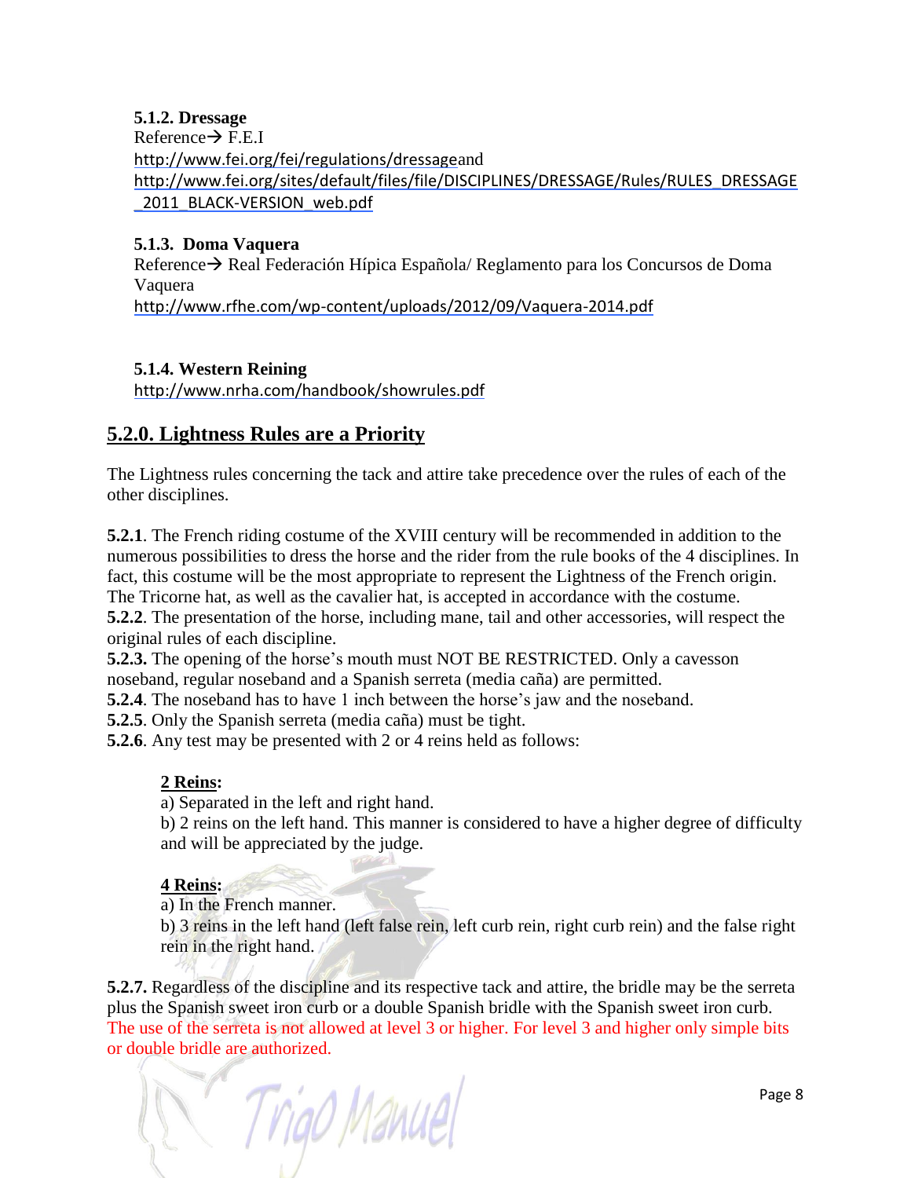#### 5.1.2. Dressage

Reference→ F.E.I
http://www.fei.org/fei/regulations/dressageand
http://www.fei.org/sites/default/files/file/DISCIPLINES/DRESSAGE/Rules/RULES_DRESSAGE_2011_BLACK-VERSION_web.pdf

#### 5.1.3. Doma Vaquera

Reference→ Real Federación Hípica Española/ Reglamento para los Concursos de Doma Vaquera
http://www.rfhe.com/wp-content/uploads/2012/09/Vaquera-2014.pdf

#### 5.1.4. Western Reining

http://www.nrha.com/handbook/showrules.pdf

## 5.2.0. Lightness Rules are a Priority

The Lightness rules concerning the tack and attire take precedence over the rules of each of the other disciplines.

**5.2.1**. The French riding costume of the XVIII century will be recommended in addition to the numerous possibilities to dress the horse and the rider from the rule books of the 4 disciplines. In fact, this costume will be the most appropriate to represent the Lightness of the French origin. The Tricorne hat, as well as the cavalier hat, is accepted in accordance with the costume.
**5.2.2**. The presentation of the horse, including mane, tail and other accessories, will respect the original rules of each discipline.
**5.2.3.** The opening of the horse's mouth must NOT BE RESTRICTED. Only a cavesson noseband, regular noseband and a Spanish serreta (media caña) are permitted.
**5.2.4**. The noseband has to have 1 inch between the horse's jaw and the noseband.
**5.2.5**. Only the Spanish serreta (media caña) must be tight.
**5.2.6**. Any test may be presented with 2 or 4 reins held as follows:

**2 Reins:**

a) Separated in the left and right hand.
b) 2 reins on the left hand. This manner is considered to have a higher degree of difficulty and will be appreciated by the judge.

**4 Reins:**

a) In the French manner.
b) 3 reins in the left hand (left false rein, left curb rein, right curb rein) and the false right rein in the right hand.

**5.2.7.** Regardless of the discipline and its respective tack and attire, the bridle may be the serreta plus the Spanish sweet iron curb or a double Spanish bridle with the Spanish sweet iron curb. The use of the serreta is not allowed at level 3 or higher. For level 3 and higher only simple bits or double bridle are authorized.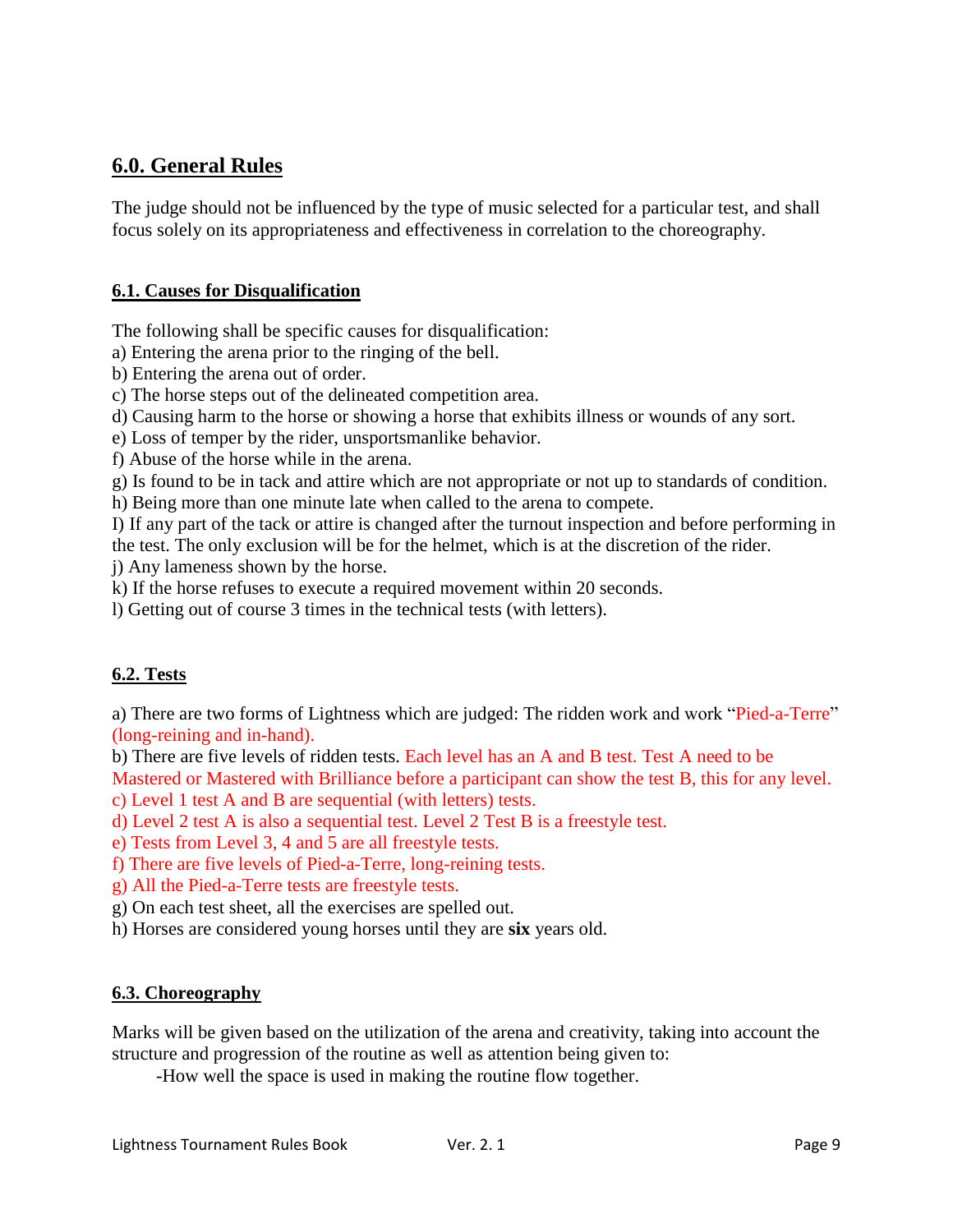## 6.0. General Rules

The judge should not be influenced by the type of music selected for a particular test, and shall focus solely on its appropriateness and effectiveness in correlation to the choreography.

### 6.1. Causes for Disqualification

The following shall be specific causes for disqualification:

a) Entering the arena prior to the ringing of the bell.
b) Entering the arena out of order.
c) The horse steps out of the delineated competition area.
d) Causing harm to the horse or showing a horse that exhibits illness or wounds of any sort.
e) Loss of temper by the rider, unsportsmanlike behavior.
f) Abuse of the horse while in the arena.
g) Is found to be in tack and attire which are not appropriate or not up to standards of condition.
h) Being more than one minute late when called to the arena to compete.
I) If any part of the tack or attire is changed after the turnout inspection and before performing in the test. The only exclusion will be for the helmet, which is at the discretion of the rider.
j) Any lameness shown by the horse.
k) If the horse refuses to execute a required movement within 20 seconds.
l) Getting out of course 3 times in the technical tests (with letters).

### 6.2. Tests

a) There are two forms of Lightness which are judged: The ridden work and work "Pied-a-Terre" (long-reining and in-hand).
b) There are five levels of ridden tests. Each level has an A and B test. Test A need to be Mastered or Mastered with Brilliance before a participant can show the test B, this for any level.
c) Level 1 test A and B are sequential (with letters) tests.
d) Level 2 test A is also a sequential test. Level 2 Test B is a freestyle test.
e) Tests from Level 3, 4 and 5 are all freestyle tests.
f) There are five levels of Pied-a-Terre, long-reining tests.
g) All the Pied-a-Terre tests are freestyle tests.
g) On each test sheet, all the exercises are spelled out.
h) Horses are considered young horses until they are **six** years old.

### 6.3. Choreography

Marks will be given based on the utilization of the arena and creativity, taking into account the structure and progression of the routine as well as attention being given to:

-How well the space is used in making the routine flow together.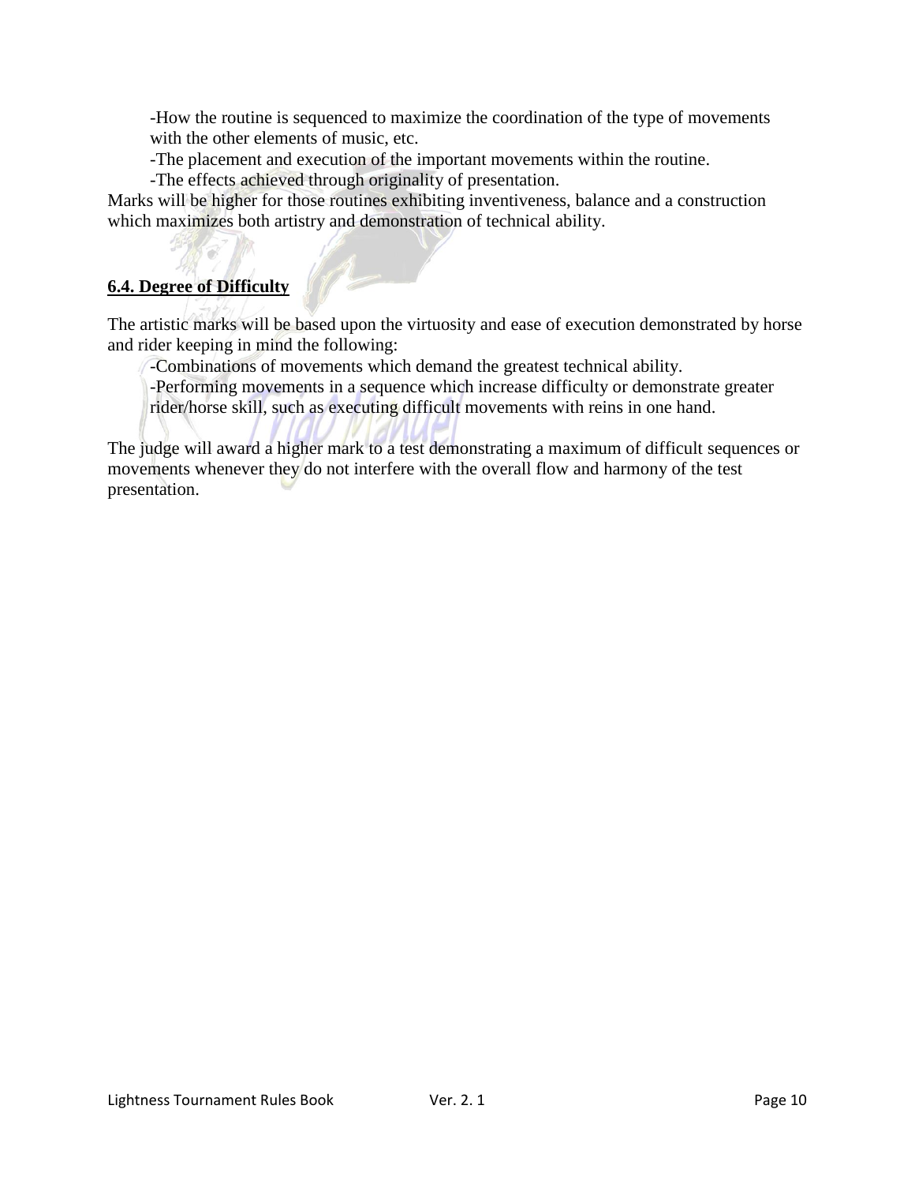-How the routine is sequenced to maximize the coordination of the type of movements with the other elements of music, etc.
-The placement and execution of the important movements within the routine.
-The effects achieved through originality of presentation.

Marks will be higher for those routines exhibiting inventiveness, balance and a construction which maximizes both artistry and demonstration of technical ability.

## 6.4. Degree of Difficulty

The artistic marks will be based upon the virtuosity and ease of execution demonstrated by horse and rider keeping in mind the following:

-Combinations of movements which demand the greatest technical ability.
-Performing movements in a sequence which increase difficulty or demonstrate greater rider/horse skill, such as executing difficult movements with reins in one hand.

The judge will award a higher mark to a test demonstrating a maximum of difficult sequences or movements whenever they do not interfere with the overall flow and harmony of the test presentation.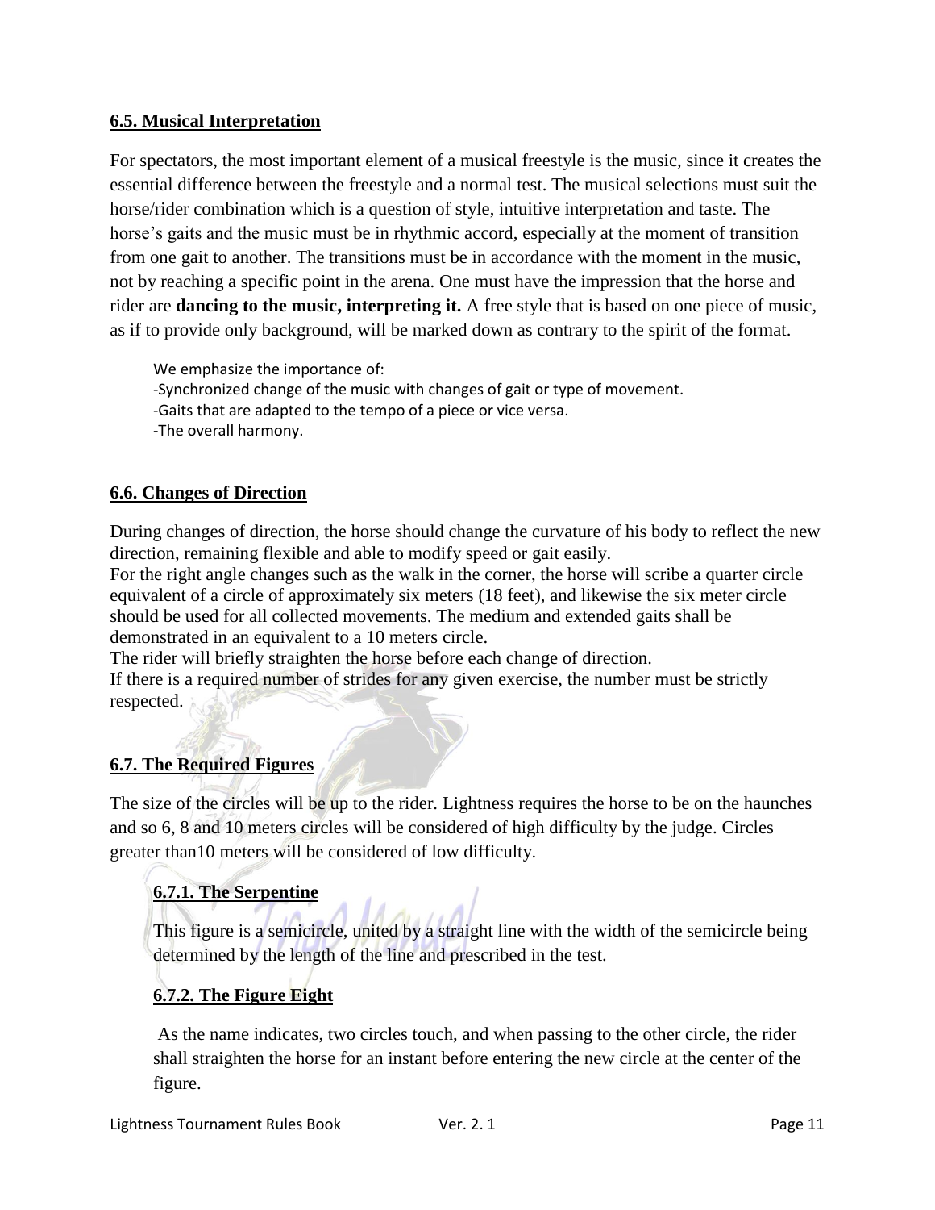## 6.5. Musical Interpretation

For spectators, the most important element of a musical freestyle is the music, since it creates the essential difference between the freestyle and a normal test. The musical selections must suit the horse/rider combination which is a question of style, intuitive interpretation and taste. The horse's gaits and the music must be in rhythmic accord, especially at the moment of transition from one gait to another. The transitions must be in accordance with the moment in the music, not by reaching a specific point in the arena. One must have the impression that the horse and rider are **dancing to the music, interpreting it.** A free style that is based on one piece of music, as if to provide only background, will be marked down as contrary to the spirit of the format.

We emphasize the importance of:
-Synchronized change of the music with changes of gait or type of movement.
-Gaits that are adapted to the tempo of a piece or vice versa.
-The overall harmony.

## 6.6. Changes of Direction

During changes of direction, the horse should change the curvature of his body to reflect the new direction, remaining flexible and able to modify speed or gait easily.
For the right angle changes such as the walk in the corner, the horse will scribe a quarter circle equivalent of a circle of approximately six meters (18 feet), and likewise the six meter circle should be used for all collected movements. The medium and extended gaits shall be demonstrated in an equivalent to a 10 meters circle.
The rider will briefly straighten the horse before each change of direction.
If there is a required number of strides for any given exercise, the number must be strictly respected.

## 6.7. The Required Figures

The size of the circles will be up to the rider. Lightness requires the horse to be on the haunches and so 6, 8 and 10 meters circles will be considered of high difficulty by the judge. Circles greater than10 meters will be considered of low difficulty.

### 6.7.1. The Serpentine

This figure is a semicircle, united by a straight line with the width of the semicircle being determined by the length of the line and prescribed in the test.

### 6.7.2. The Figure Eight

As the name indicates, two circles touch, and when passing to the other circle, the rider shall straighten the horse for an instant before entering the new circle at the center of the figure.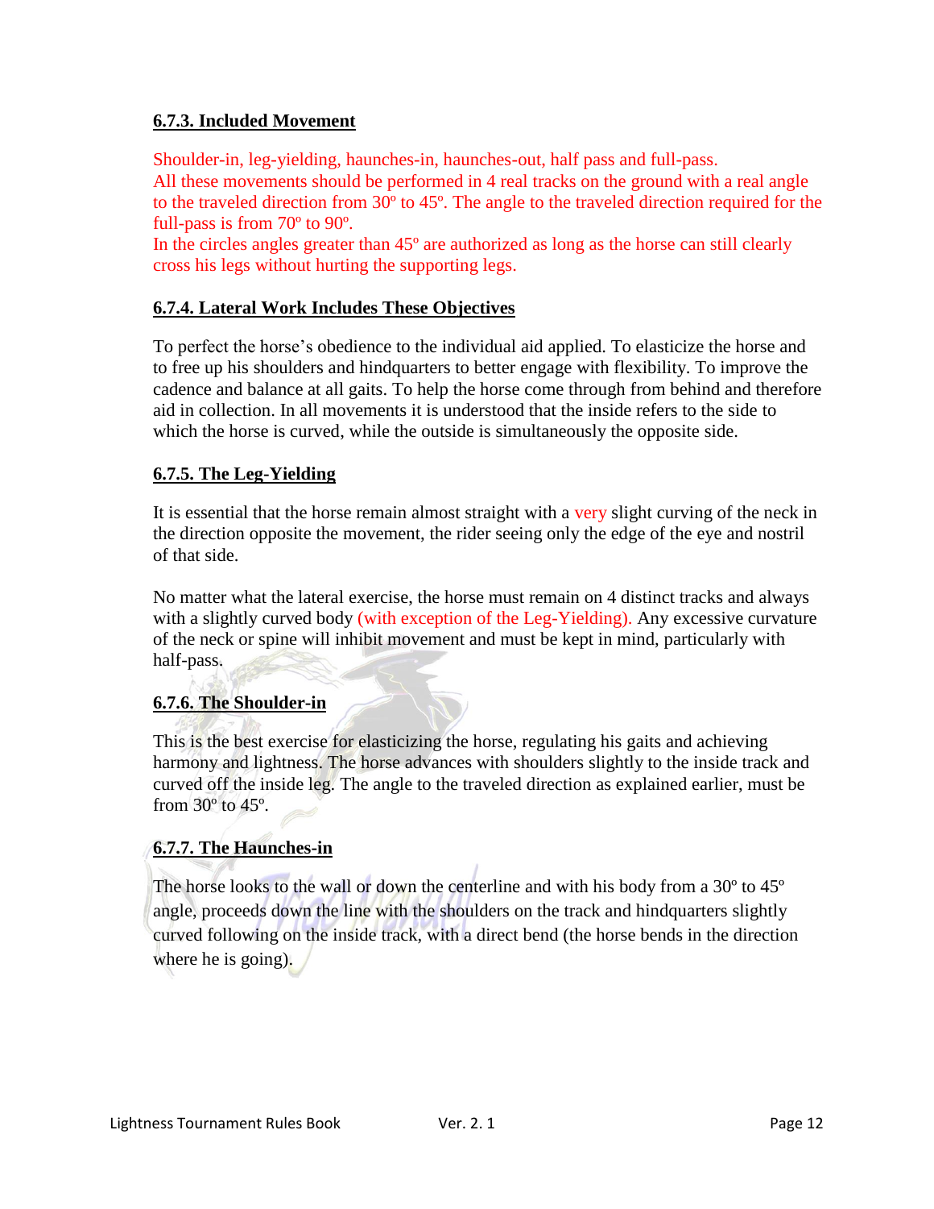### 6.7.3. Included Movement

Shoulder-in, leg-yielding, haunches-in, haunches-out, half pass and full-pass.
All these movements should be performed in 4 real tracks on the ground with a real angle to the traveled direction from 30º to 45º. The angle to the traveled direction required for the full-pass is from 70º to 90º.
In the circles angles greater than 45º are authorized as long as the horse can still clearly cross his legs without hurting the supporting legs.

### 6.7.4. Lateral Work Includes These Objectives

To perfect the horse's obedience to the individual aid applied. To elasticize the horse and to free up his shoulders and hindquarters to better engage with flexibility. To improve the cadence and balance at all gaits. To help the horse come through from behind and therefore aid in collection. In all movements it is understood that the inside refers to the side to which the horse is curved, while the outside is simultaneously the opposite side.

### 6.7.5. The Leg-Yielding

It is essential that the horse remain almost straight with a very slight curving of the neck in the direction opposite the movement, the rider seeing only the edge of the eye and nostril of that side.

No matter what the lateral exercise, the horse must remain on 4 distinct tracks and always with a slightly curved body (with exception of the Leg-Yielding). Any excessive curvature of the neck or spine will inhibit movement and must be kept in mind, particularly with half-pass.

### 6.7.6. The Shoulder-in

This is the best exercise for elasticizing the horse, regulating his gaits and achieving harmony and lightness. The horse advances with shoulders slightly to the inside track and curved off the inside leg. The angle to the traveled direction as explained earlier, must be from 30º to 45º.

### 6.7.7. The Haunches-in

The horse looks to the wall or down the centerline and with his body from a 30º to 45º angle, proceeds down the line with the shoulders on the track and hindquarters slightly curved following on the inside track, with a direct bend (the horse bends in the direction where he is going).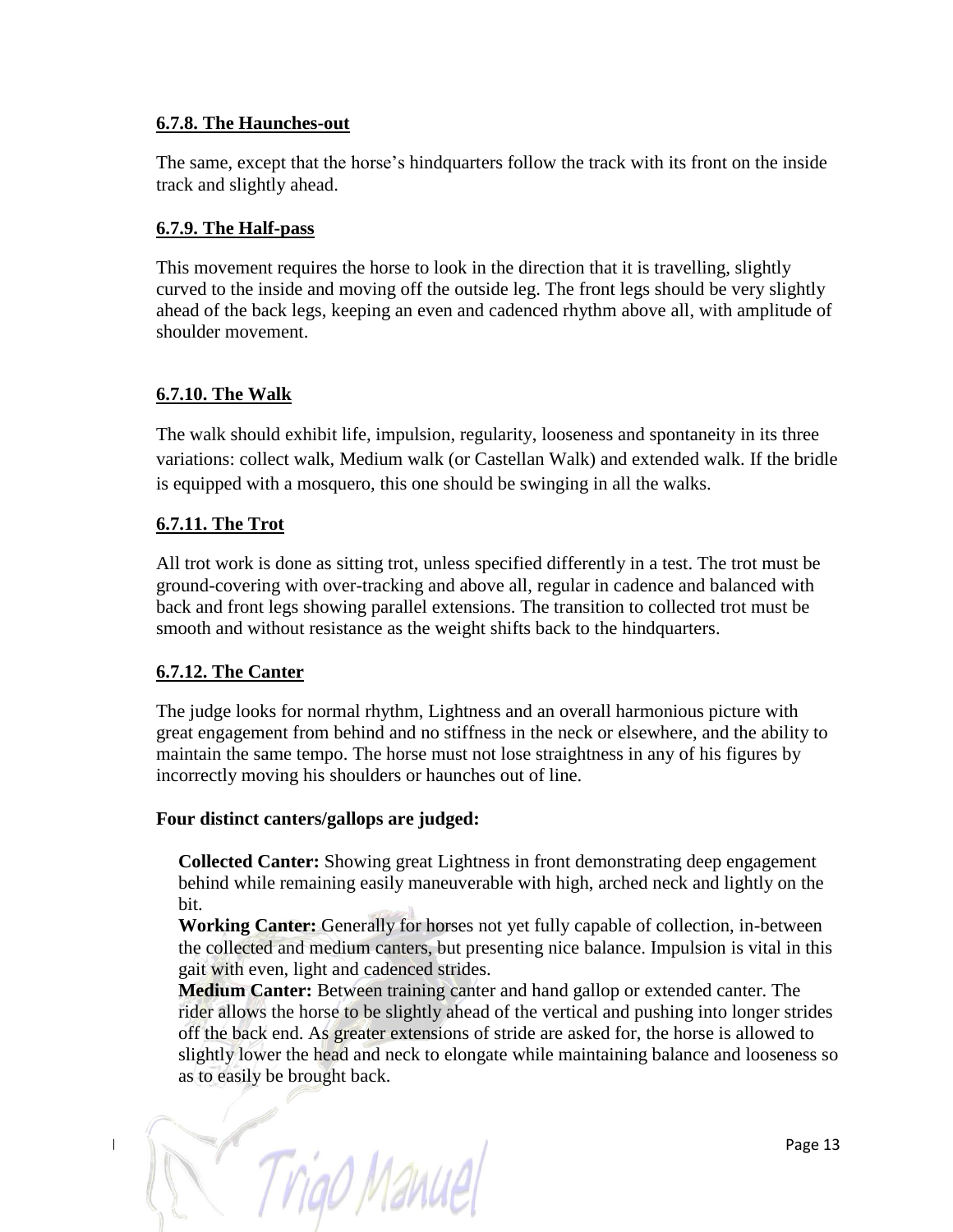#### 6.7.8. The Haunches-out

The same, except that the horse's hindquarters follow the track with its front on the inside track and slightly ahead.

#### 6.7.9. The Half-pass

This movement requires the horse to look in the direction that it is travelling, slightly curved to the inside and moving off the outside leg. The front legs should be very slightly ahead of the back legs, keeping an even and cadenced rhythm above all, with amplitude of shoulder movement.

#### 6.7.10. The Walk

The walk should exhibit life, impulsion, regularity, looseness and spontaneity in its three variations: collect walk, Medium walk (or Castellan Walk) and extended walk. If the bridle is equipped with a mosquero, this one should be swinging in all the walks.

#### 6.7.11. The Trot

All trot work is done as sitting trot, unless specified differently in a test. The trot must be ground-covering with over-tracking and above all, regular in cadence and balanced with back and front legs showing parallel extensions. The transition to collected trot must be smooth and without resistance as the weight shifts back to the hindquarters.

#### 6.7.12. The Canter

The judge looks for normal rhythm, Lightness and an overall harmonious picture with great engagement from behind and no stiffness in the neck or elsewhere, and the ability to maintain the same tempo. The horse must not lose straightness in any of his figures by incorrectly moving his shoulders or haunches out of line.

**Four distinct canters/gallops are judged:**

**Collected Canter:** Showing great Lightness in front demonstrating deep engagement behind while remaining easily maneuverable with high, arched neck and lightly on the bit.
**Working Canter:** Generally for horses not yet fully capable of collection, in-between the collected and medium canters, but presenting nice balance. Impulsion is vital in this gait with even, light and cadenced strides.
**Medium Canter:** Between training canter and hand gallop or extended canter. The rider allows the horse to be slightly ahead of the vertical and pushing into longer strides off the back end. As greater extensions of stride are asked for, the horse is allowed to slightly lower the head and neck to elongate while maintaining balance and looseness so as to easily be brought back.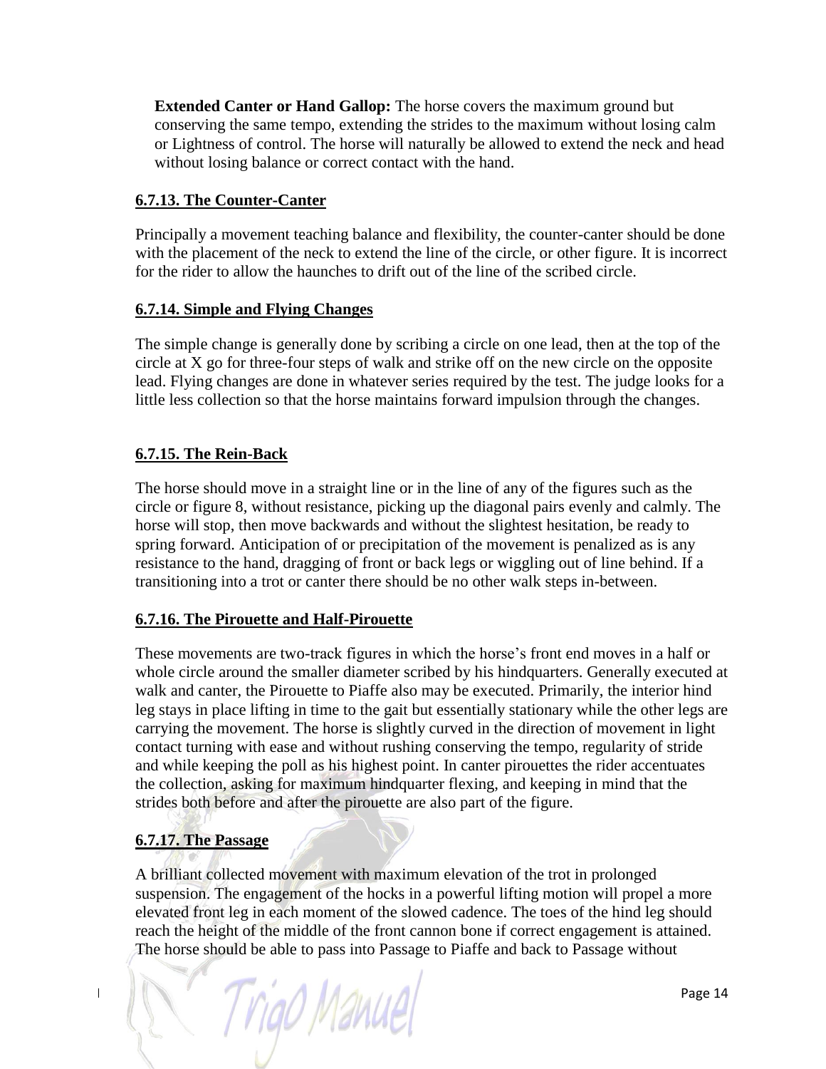**Extended Canter or Hand Gallop:** The horse covers the maximum ground but conserving the same tempo, extending the strides to the maximum without losing calm or Lightness of control. The horse will naturally be allowed to extend the neck and head without losing balance or correct contact with the hand.

### 6.7.13. The Counter-Canter

Principally a movement teaching balance and flexibility, the counter-canter should be done with the placement of the neck to extend the line of the circle, or other figure. It is incorrect for the rider to allow the haunches to drift out of the line of the scribed circle.

### 6.7.14. Simple and Flying Changes

The simple change is generally done by scribing a circle on one lead, then at the top of the circle at X go for three-four steps of walk and strike off on the new circle on the opposite lead. Flying changes are done in whatever series required by the test. The judge looks for a little less collection so that the horse maintains forward impulsion through the changes.

### 6.7.15. The Rein-Back

The horse should move in a straight line or in the line of any of the figures such as the circle or figure 8, without resistance, picking up the diagonal pairs evenly and calmly. The horse will stop, then move backwards and without the slightest hesitation, be ready to spring forward. Anticipation of or precipitation of the movement is penalized as is any resistance to the hand, dragging of front or back legs or wiggling out of line behind. If a transitioning into a trot or canter there should be no other walk steps in-between.

### 6.7.16. The Pirouette and Half-Pirouette

These movements are two-track figures in which the horse's front end moves in a half or whole circle around the smaller diameter scribed by his hindquarters. Generally executed at walk and canter, the Pirouette to Piaffe also may be executed. Primarily, the interior hind leg stays in place lifting in time to the gait but essentially stationary while the other legs are carrying the movement. The horse is slightly curved in the direction of movement in light contact turning with ease and without rushing conserving the tempo, regularity of stride and while keeping the poll as his highest point. In canter pirouettes the rider accentuates the collection, asking for maximum hindquarter flexing, and keeping in mind that the strides both before and after the pirouette are also part of the figure.

### 6.7.17. The Passage

A brilliant collected movement with maximum elevation of the trot in prolonged suspension. The engagement of the hocks in a powerful lifting motion will propel a more elevated front leg in each moment of the slowed cadence. The toes of the hind leg should reach the height of the middle of the front cannon bone if correct engagement is attained. The horse should be able to pass into Passage to Piaffe and back to Passage without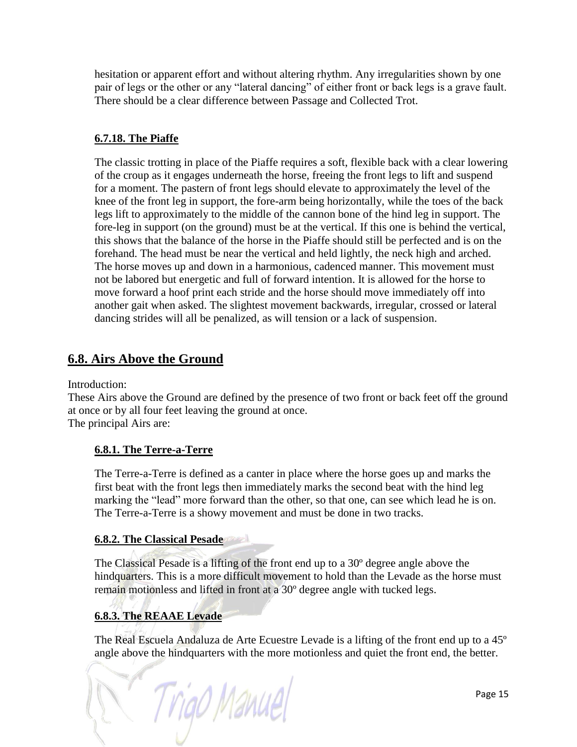hesitation or apparent effort and without altering rhythm. Any irregularities shown by one pair of legs or the other or any "lateral dancing" of either front or back legs is a grave fault. There should be a clear difference between Passage and Collected Trot.

### 6.7.18. The Piaffe

The classic trotting in place of the Piaffe requires a soft, flexible back with a clear lowering of the croup as it engages underneath the horse, freeing the front legs to lift and suspend for a moment. The pastern of front legs should elevate to approximately the level of the knee of the front leg in support, the fore-arm being horizontally, while the toes of the back legs lift to approximately to the middle of the cannon bone of the hind leg in support. The fore-leg in support (on the ground) must be at the vertical. If this one is behind the vertical, this shows that the balance of the horse in the Piaffe should still be perfected and is on the forehand. The head must be near the vertical and held lightly, the neck high and arched. The horse moves up and down in a harmonious, cadenced manner. This movement must not be labored but energetic and full of forward intention. It is allowed for the horse to move forward a hoof print each stride and the horse should move immediately off into another gait when asked. The slightest movement backwards, irregular, crossed or lateral dancing strides will all be penalized, as will tension or a lack of suspension.

## 6.8. Airs Above the Ground

Introduction:
These Airs above the Ground are defined by the presence of two front or back feet off the ground at once or by all four feet leaving the ground at once.
The principal Airs are:

### 6.8.1. The Terre-a-Terre

The Terre-a-Terre is defined as a canter in place where the horse goes up and marks the first beat with the front legs then immediately marks the second beat with the hind leg marking the "lead" more forward than the other, so that one, can see which lead he is on. The Terre-a-Terre is a showy movement and must be done in two tracks.

### 6.8.2. The Classical Pesade

The Classical Pesade is a lifting of the front end up to a 30º degree angle above the hindquarters. This is a more difficult movement to hold than the Levade as the horse must remain motionless and lifted in front at a 30º degree angle with tucked legs.

### 6.8.3. The REAAE Levade

The Real Escuela Andaluza de Arte Ecuestre Levade is a lifting of the front end up to a 45º angle above the hindquarters with the more motionless and quiet the front end, the better.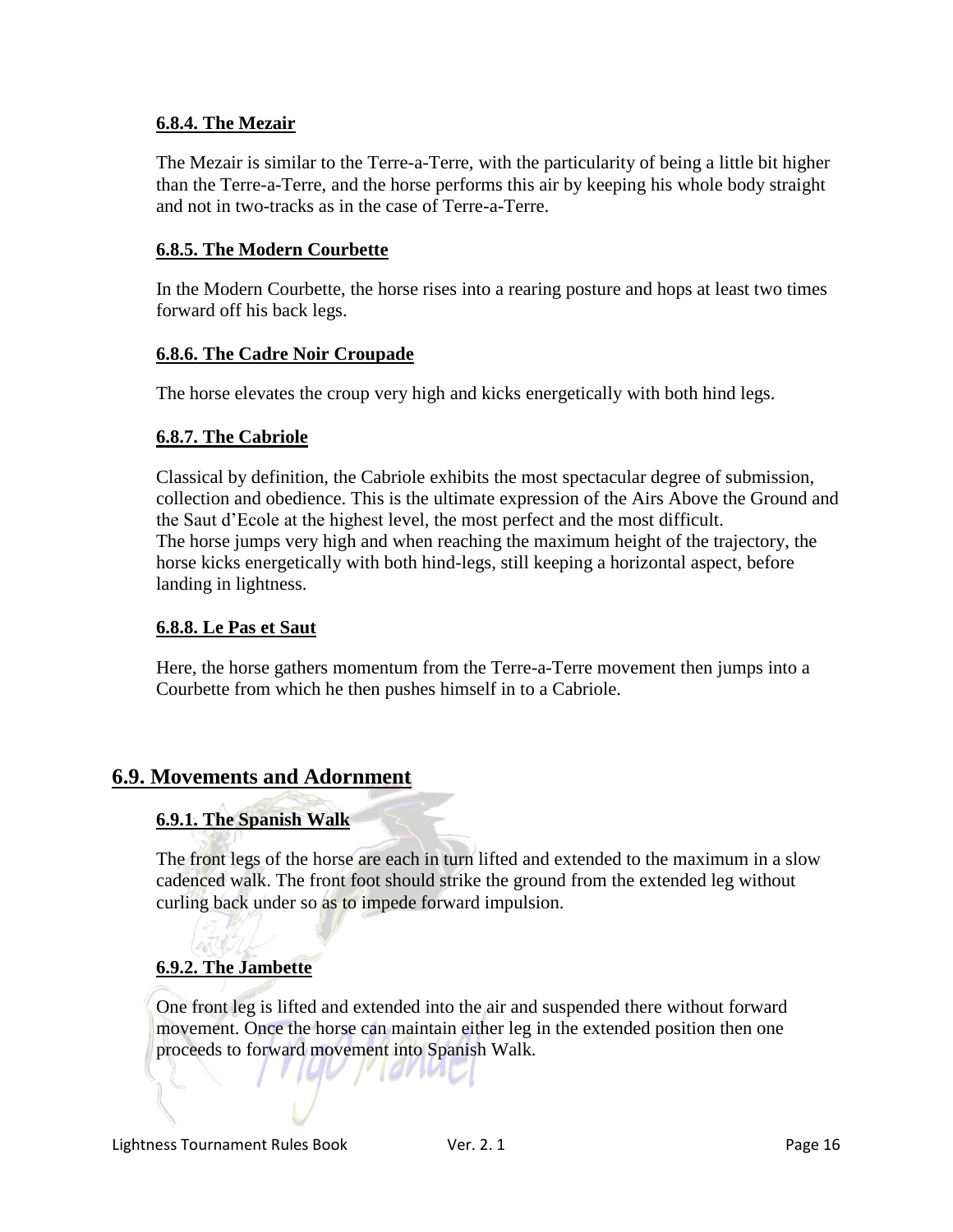#### 6.8.4. The Mezair

The Mezair is similar to the Terre-a-Terre, with the particularity of being a little bit higher than the Terre-a-Terre, and the horse performs this air by keeping his whole body straight and not in two-tracks as in the case of Terre-a-Terre.

#### 6.8.5. The Modern Courbette

In the Modern Courbette, the horse rises into a rearing posture and hops at least two times forward off his back legs.

#### 6.8.6. The Cadre Noir Croupade

The horse elevates the croup very high and kicks energetically with both hind legs.

#### 6.8.7. The Cabriole

Classical by definition, the Cabriole exhibits the most spectacular degree of submission, collection and obedience. This is the ultimate expression of the Airs Above the Ground and the Saut d'Ecole at the highest level, the most perfect and the most difficult.
The horse jumps very high and when reaching the maximum height of the trajectory, the horse kicks energetically with both hind-legs, still keeping a horizontal aspect, before landing in lightness.

#### 6.8.8. Le Pas et Saut

Here, the horse gathers momentum from the Terre-a-Terre movement then jumps into a Courbette from which he then pushes himself in to a Cabriole.

## 6.9. Movements and Adornment

#### 6.9.1. The Spanish Walk

The front legs of the horse are each in turn lifted and extended to the maximum in a slow cadenced walk. The front foot should strike the ground from the extended leg without curling back under so as to impede forward impulsion.

#### 6.9.2. The Jambette

One front leg is lifted and extended into the air and suspended there without forward movement. Once the horse can maintain either leg in the extended position then one proceeds to forward movement into Spanish Walk.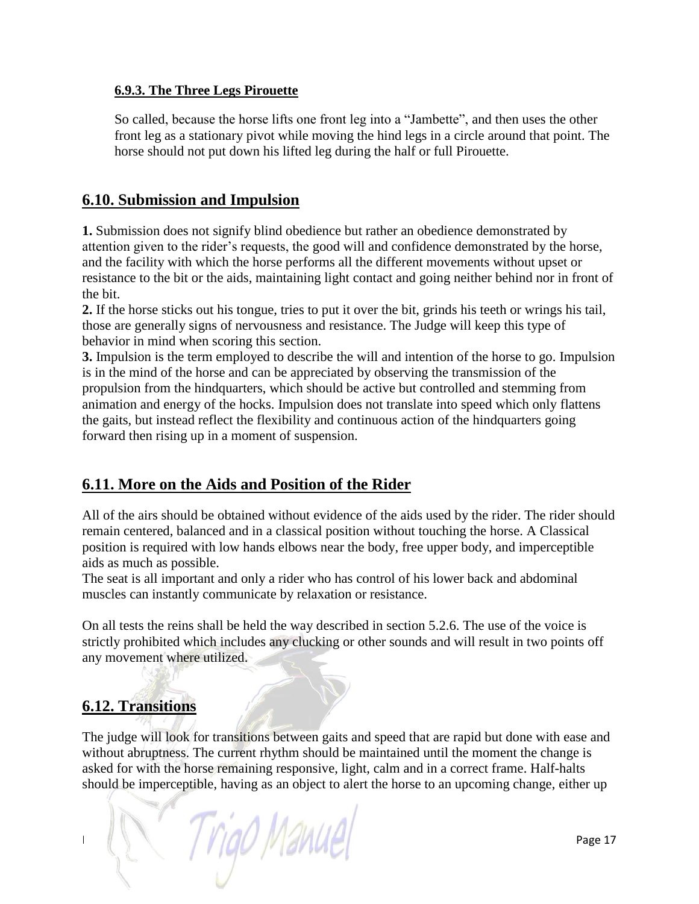### 6.9.3. The Three Legs Pirouette

So called, because the horse lifts one front leg into a “Jambette”, and then uses the other front leg as a stationary pivot while moving the hind legs in a circle around that point. The horse should not put down his lifted leg during the half or full Pirouette.

## 6.10. Submission and Impulsion

**1.** Submission does not signify blind obedience but rather an obedience demonstrated by attention given to the rider’s requests, the good will and confidence demonstrated by the horse, and the facility with which the horse performs all the different movements without upset or resistance to the bit or the aids, maintaining light contact and going neither behind nor in front of the bit.
**2.** If the horse sticks out his tongue, tries to put it over the bit, grinds his teeth or wrings his tail, those are generally signs of nervousness and resistance. The Judge will keep this type of behavior in mind when scoring this section.
**3.** Impulsion is the term employed to describe the will and intention of the horse to go. Impulsion is in the mind of the horse and can be appreciated by observing the transmission of the propulsion from the hindquarters, which should be active but controlled and stemming from animation and energy of the hocks. Impulsion does not translate into speed which only flattens the gaits, but instead reflect the flexibility and continuous action of the hindquarters going forward then rising up in a moment of suspension.

## 6.11. More on the Aids and Position of the Rider

All of the airs should be obtained without evidence of the aids used by the rider. The rider should remain centered, balanced and in a classical position without touching the horse. A Classical position is required with low hands elbows near the body, free upper body, and imperceptible aids as much as possible.
The seat is all important and only a rider who has control of his lower back and abdominal muscles can instantly communicate by relaxation or resistance.

On all tests the reins shall be held the way described in section 5.2.6. The use of the voice is strictly prohibited which includes any clucking or other sounds and will result in two points off any movement where utilized.

## 6.12. Transitions

The judge will look for transitions between gaits and speed that are rapid but done with ease and without abruptness. The current rhythm should be maintained until the moment the change is asked for with the horse remaining responsive, light, calm and in a correct frame. Half-halts should be imperceptible, having as an object to alert the horse to an upcoming change, either up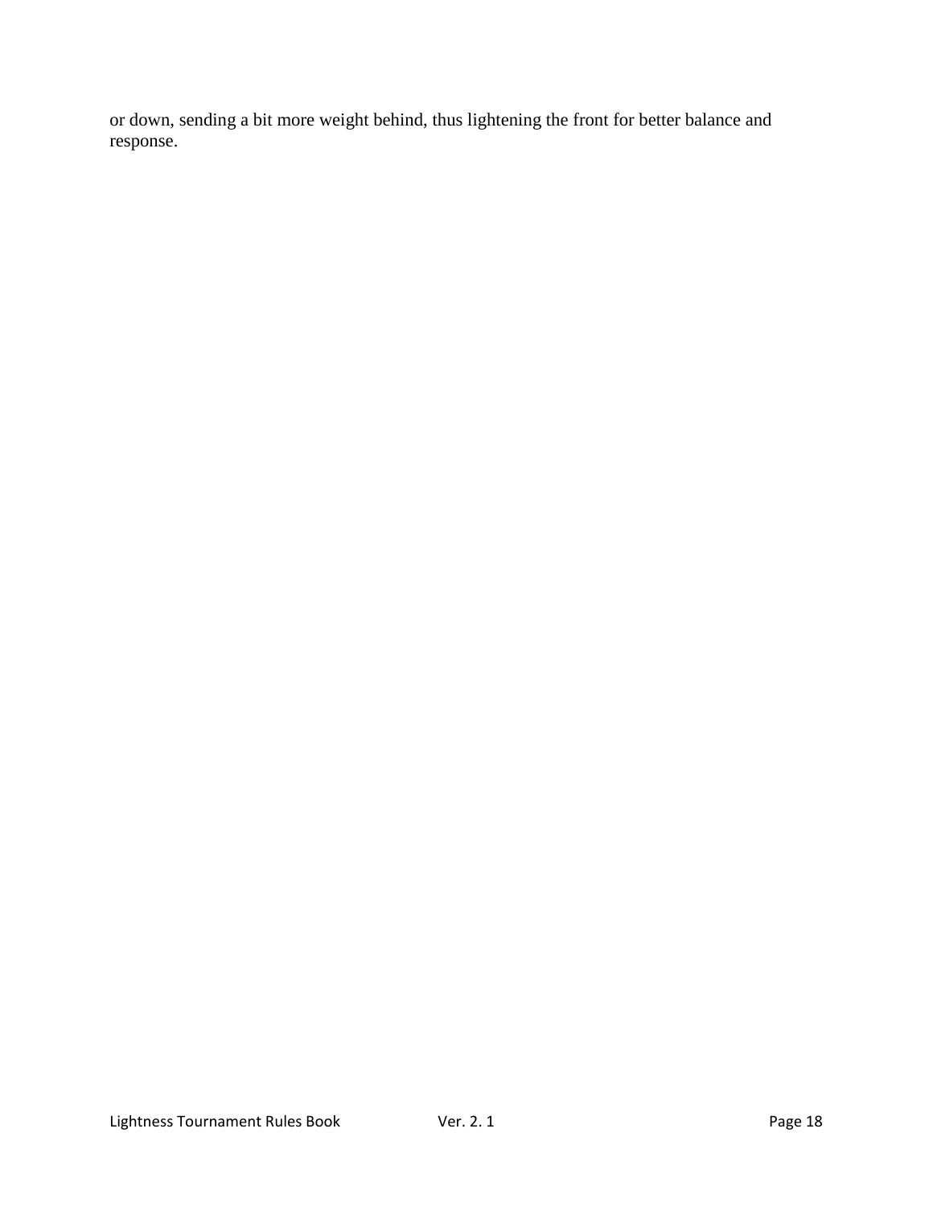or down, sending a bit more weight behind, thus lightening the front for better balance and response.